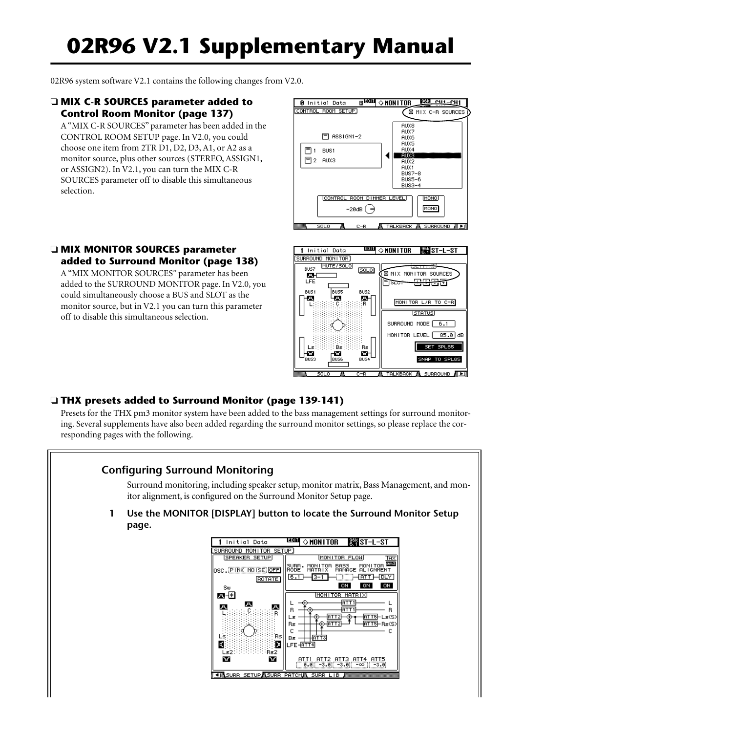# 02R96 V2.1 Supplementary Manual

02R96 system software V2.1 contains the following changes from V2.0.

### ❏ MIX C-R SOURCES parameter added to Control Room Monitor (page 137)

A "MIX C-R SOURCES" parameter has been added in the CONTROL ROOM SETUP page. In V2.0, you could choose one item from 2TR D1, D2, D3, A1, or A2 as a monitor source, plus other sources (STEREO, ASSIGN1, or ASSIGN2). In V2.1, you can turn the MIX C-R SOURCES parameter off to disable this simultaneous selection.

### ❏ MIX MONITOR SOURCES parameter added to Surround Monitor (page 138)

A "MIX MONITOR SOURCES" parameter has been added to the SURROUND MONITOR page. In V2.0, you could simultaneously choose a BUS and SLOT as the monitor source, but in V2.1 you can turn this parameter off to disable this simultaneous selection.

### ❏ THX presets added to Surround Monitor (page 139-141)

Presets for the THX pm3 monitor system have been added to the bass management settings for surround monitoring. Several supplements have also been added regarding the surround monitor settings, so please replace the corresponding pages with the following.

## Configuring Surround Monitoring

Surround monitoring, including speaker setup, monitor matrix, Bass Management, and monitor alignment, is configured on the Surround Monitor Setup page.

**1 Use the MONITOR [DISPLAY] button to locate the Surround Monitor Setup page.**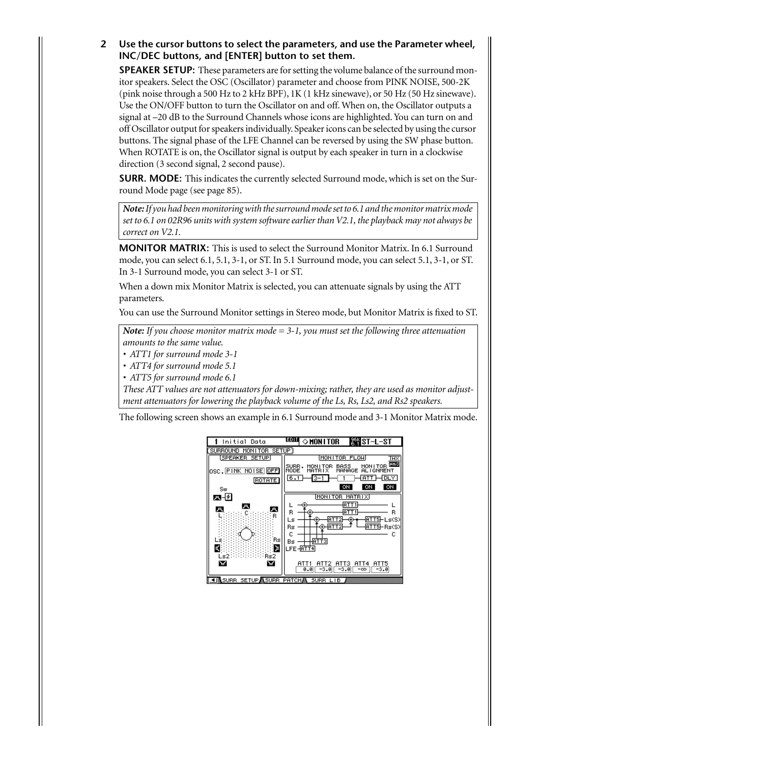**2 Use the cursor buttons to select the parameters, and use the Parameter wheel, INC/DEC buttons, and [ENTER] button to set them.**

**SPEAKER SETUP:** These parameters are for setting the volume balance of the surround monitor speakers. Select the OSC (Oscillator) parameter and choose from PINK NOISE, 500-2K (pink noise through a 500 Hz to 2 kHz BPF), 1K (1 kHz sinewave), or 50 Hz (50 Hz sinewave). Use the ON/OFF button to turn the Oscillator on and off. When on, the Oscillator outputs a signal at –20 dB to the Surround Channels whose icons are highlighted. You can turn on and off Oscillator output for speakers individually. Speaker icons can be selected by using the cursor buttons. The signal phase of the LFE Channel can be reversed by using the SW phase button. When ROTATE is on, the Oscillator signal is output by each speaker in turn in a clockwise direction (3 second signal, 2 second pause).

**SURR. MODE:** This indicates the currently selected Surround mode, which is set on the Surround Mode page (see page 85).

> ***Note:*** *If you had been monitoring with the surround mode set to 6.1 and the monitor matrix mode set to 6.1 on 02R96 units with system software earlier than V2.1, the playback may not always be correct on V2.1.*

**MONITOR MATRIX:** This is used to select the Surround Monitor Matrix. In 6.1 Surround mode, you can select 6.1, 5.1, 3-1, or ST. In 5.1 Surround mode, you can select 5.1, 3-1, or ST. In 3-1 Surround mode, you can select 3-1 or ST.

When a down mix Monitor Matrix is selected, you can attenuate signals by using the ATT parameters.

You can use the Surround Monitor settings in Stereo mode, but Monitor Matrix is fixed to ST.

> ***Note:*** *If you choose monitor matrix mode = 3-1, you must set the following three attenuation amounts to the same value.*
> - *ATT1 for surround mode 3-1*
> - *ATT4 for surround mode 5.1*
> - *ATT5 for surround mode 6.1*
>
> *These ATT values are not attenuators for down-mixing; rather, they are used as monitor adjustment attenuators for lowering the playback volume of the Ls, Rs, Ls2, and Rs2 speakers.*

The following screen shows an example in 6.1 Surround mode and 3-1 Monitor Matrix mode.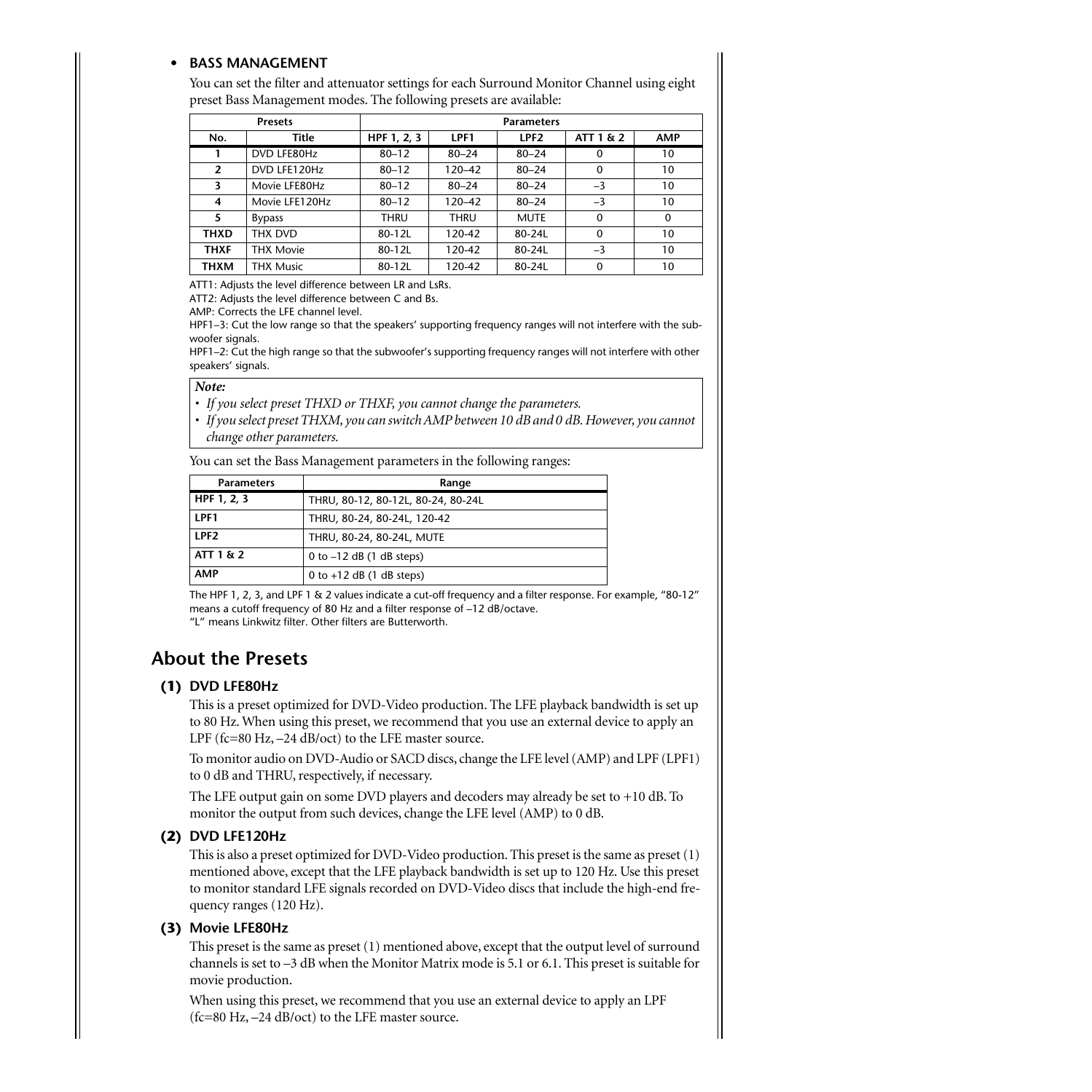- **BASS MANAGEMENT**

You can set the filter and attenuator settings for each Surround Monitor Channel using eight preset Bass Management modes. The following presets are available:

| Presets | | Parameters | | | | |
|---|---|---|---|---|---|---|
| **No.** | **Title** | **HPF 1, 2, 3** | **LPF1** | **LPF2** | **ATT 1 & 2** | **AMP** |
| **1** | DVD LFE80Hz | 80–12 | 80–24 | 80–24 | 0 | 10 |
| **2** | DVD LFE120Hz | 80–12 | 120–42 | 80–24 | 0 | 10 |
| **3** | Movie LFE80Hz | 80–12 | 80–24 | 80–24 | –3 | 10 |
| **4** | Movie LFE120Hz | 80–12 | 120–42 | 80–24 | –3 | 10 |
| **5** | Bypass | THRU | THRU | MUTE | 0 | 0 |
| **THXD** | THX DVD | 80-12L | 120-42 | 80-24L | 0 | 10 |
| **THXF** | THX Movie | 80-12L | 120-42 | 80-24L | –3 | 10 |
| **THXM** | THX Music | 80-12L | 120-42 | 80-24L | 0 | 10 |

ATT1: Adjusts the level difference between LR and LsRs.
ATT2: Adjusts the level difference between C and Bs.
AMP: Corrects the LFE channel level.
HPF1–3: Cut the low range so that the speakers' supporting frequency ranges will not interfere with the subwoofer signals.
HPF1–2: Cut the high range so that the subwoofer's supporting frequency ranges will not interfere with other speakers' signals.

*Note:*
- *If you select preset THXD or THXF, you cannot change the parameters.*
- *If you select preset THXM, you can switch AMP between 10 dB and 0 dB. However, you cannot change other parameters.*

You can set the Bass Management parameters in the following ranges:

| Parameters | Range |
|---|---|
| **HPF 1, 2, 3** | THRU, 80-12, 80-12L, 80-24, 80-24L |
| **LPF1** | THRU, 80-24, 80-24L, 120-42 |
| **LPF2** | THRU, 80-24, 80-24L, MUTE |
| **ATT 1 & 2** | 0 to –12 dB (1 dB steps) |
| **AMP** | 0 to +12 dB (1 dB steps) |

The HPF 1, 2, 3, and LPF 1 & 2 values indicate a cut-off frequency and a filter response. For example, "80-12" means a cutoff frequency of 80 Hz and a filter response of –12 dB/octave.
"L" means Linkwitz filter. Other filters are Butterworth.

## About the Presets

### (1) DVD LFE80Hz

This is a preset optimized for DVD-Video production. The LFE playback bandwidth is set up to 80 Hz. When using this preset, we recommend that you use an external device to apply an LPF (fc=80 Hz, –24 dB/oct) to the LFE master source.

To monitor audio on DVD-Audio or SACD discs, change the LFE level (AMP) and LPF (LPF1) to 0 dB and THRU, respectively, if necessary.

The LFE output gain on some DVD players and decoders may already be set to +10 dB. To monitor the output from such devices, change the LFE level (AMP) to 0 dB.

### (2) DVD LFE120Hz

This is also a preset optimized for DVD-Video production. This preset is the same as preset (1) mentioned above, except that the LFE playback bandwidth is set up to 120 Hz. Use this preset to monitor standard LFE signals recorded on DVD-Video discs that include the high-end frequency ranges (120 Hz).

### (3) Movie LFE80Hz

This preset is the same as preset (1) mentioned above, except that the output level of surround channels is set to –3 dB when the Monitor Matrix mode is 5.1 or 6.1. This preset is suitable for movie production.

When using this preset, we recommend that you use an external device to apply an LPF (fc=80 Hz, –24 dB/oct) to the LFE master source.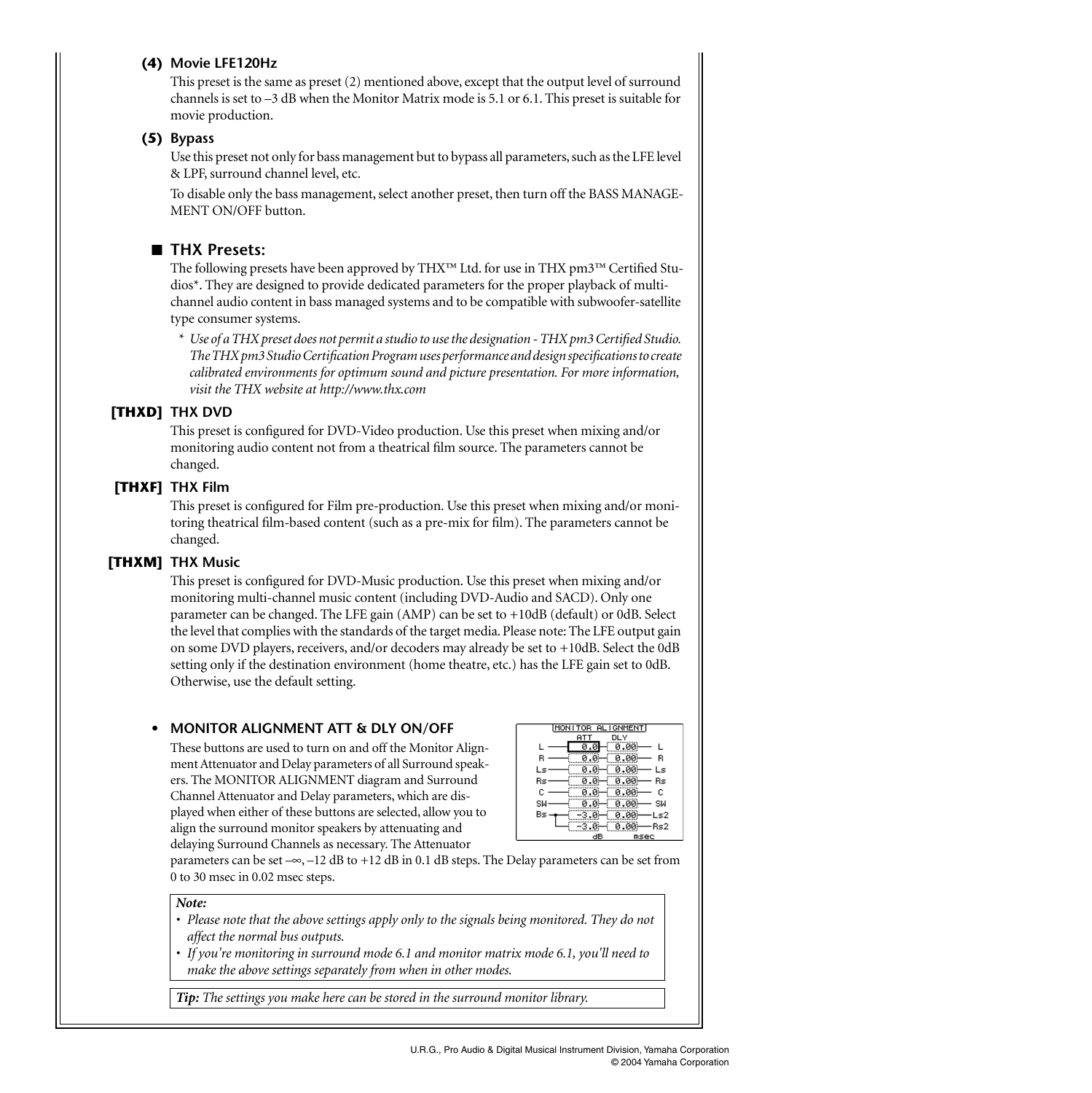**(4) Movie LFE120Hz**

This preset is the same as preset (2) mentioned above, except that the output level of surround channels is set to –3 dB when the Monitor Matrix mode is 5.1 or 6.1. This preset is suitable for movie production.

**(5) Bypass**

Use this preset not only for bass management but to bypass all parameters, such as the LFE level & LPF, surround channel level, etc.

To disable only the bass management, select another preset, then turn off the BASS MANAGEMENT ON/OFF button.

## ■ THX Presets:

The following presets have been approved by THX™ Ltd. for use in THX pm3™ Certified Studios*. They are designed to provide dedicated parameters for the proper playback of multichannel audio content in bass managed systems and to be compatible with subwoofer-satellite type consumer systems.

\* *Use of a THX preset does not permit a studio to use the designation - THX pm3 Certified Studio. The THX pm3 Studio Certification Program uses performance and design specifications to create calibrated environments for optimum sound and picture presentation. For more information, visit the THX website at http://www.thx.com*

**[THXD] THX DVD**

This preset is configured for DVD-Video production. Use this preset when mixing and/or monitoring audio content not from a theatrical film source. The parameters cannot be changed.

**[THXF] THX Film**

This preset is configured for Film pre-production. Use this preset when mixing and/or monitoring theatrical film-based content (such as a pre-mix for film). The parameters cannot be changed.

**[THXM] THX Music**

This preset is configured for DVD-Music production. Use this preset when mixing and/or monitoring multi-channel music content (including DVD-Audio and SACD). Only one parameter can be changed. The LFE gain (AMP) can be set to +10dB (default) or 0dB. Select the level that complies with the standards of the target media. Please note: The LFE output gain on some DVD players, receivers, and/or decoders may already be set to +10dB. Select the 0dB setting only if the destination environment (home theatre, etc.) has the LFE gain set to 0dB. Otherwise, use the default setting.

- **MONITOR ALIGNMENT ATT & DLY ON/OFF**

These buttons are used to turn on and off the Monitor Alignment Attenuator and Delay parameters of all Surround speakers. The MONITOR ALIGNMENT diagram and Surround Channel Attenuator and Delay parameters, which are displayed when either of these buttons are selected, allow you to align the surround monitor speakers by attenuating and delaying Surround Channels as necessary. The Attenuator parameters can be set –∞, –12 dB to +12 dB in 0.1 dB steps. The Delay parameters can be set from 0 to 30 msec in 0.02 msec steps.

MONITOR ALIGNMENT
ATT DLY
L 0.0 0.00 L
R 0.0 0.00 R
Ls 0.0 0.00 Ls
Rs 0.0 0.00 Rs
C 0.0 0.00 C
SW 0.0 0.00 SW
Bs -3.0 0.00 Ls2
-3.0 0.00 Rs2
dB msec

> ***Note:***
> - *Please note that the above settings apply only to the signals being monitored. They do not affect the normal bus outputs.*
> - *If you're monitoring in surround mode 6.1 and monitor matrix mode 6.1, you'll need to make the above settings separately from when in other modes.*

> ***Tip:*** *The settings you make here can be stored in the surround monitor library.*